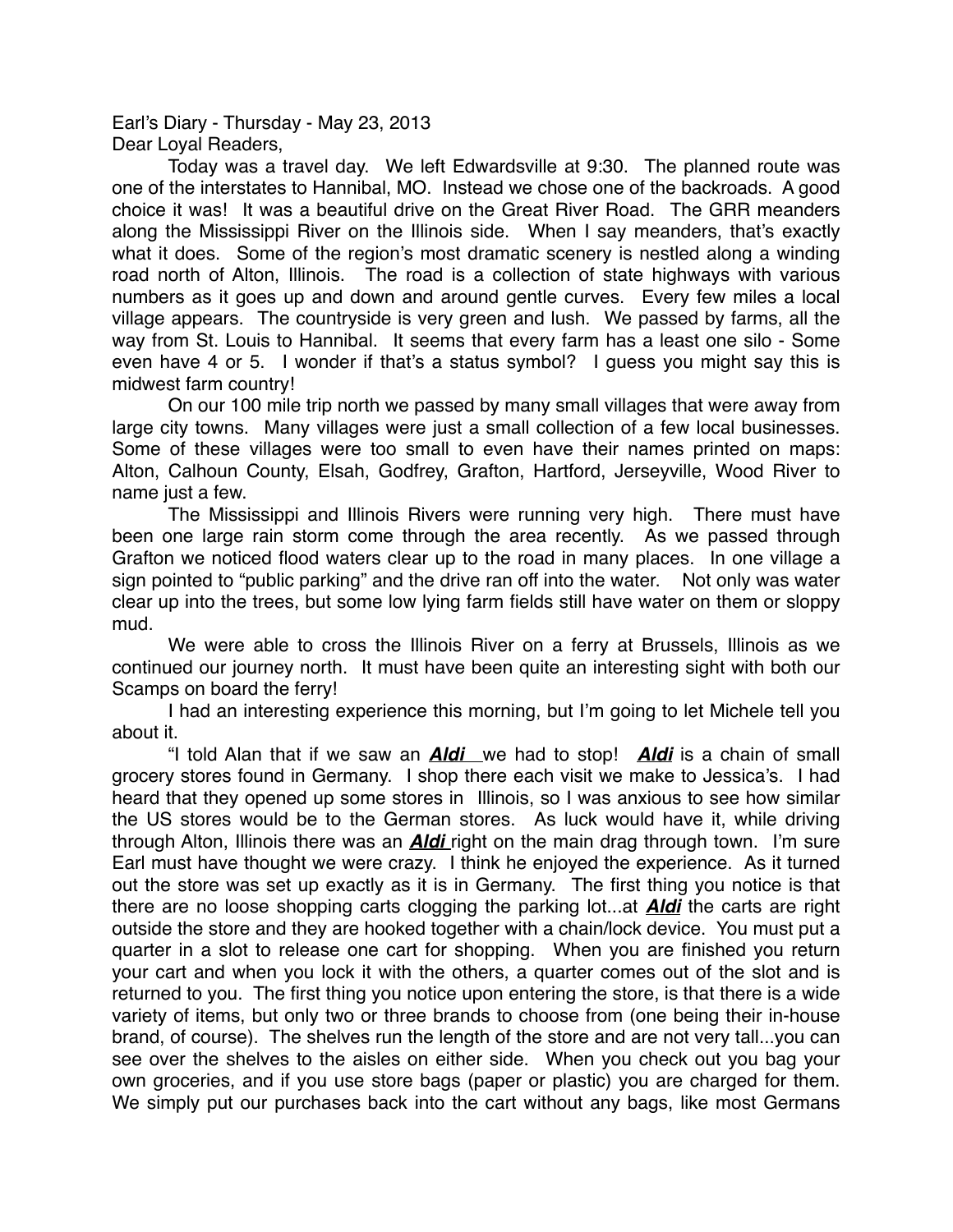Earl's Diary - Thursday - May 23, 2013

Dear Loyal Readers,

Today was a travel day. We left Edwardsville at 9:30. The planned route was one of the interstates to Hannibal, MO. Instead we chose one of the backroads. A good choice it was! It was a beautiful drive on the Great River Road. The GRR meanders along the Mississippi River on the Illinois side. When I say meanders, that's exactly what it does. Some of the region's most dramatic scenery is nestled along a winding road north of Alton, Illinois. The road is a collection of state highways with various numbers as it goes up and down and around gentle curves. Every few miles a local village appears. The countryside is very green and lush. We passed by farms, all the way from St. Louis to Hannibal. It seems that every farm has a least one silo - Some even have 4 or 5. I wonder if that's a status symbol? I guess you might say this is midwest farm country!

On our 100 mile trip north we passed by many small villages that were away from large city towns. Many villages were just a small collection of a few local businesses. Some of these villages were too small to even have their names printed on maps: Alton, Calhoun County, Elsah, Godfrey, Grafton, Hartford, Jerseyville, Wood River to name just a few.

The Mississippi and Illinois Rivers were running very high. There must have been one large rain storm come through the area recently. As we passed through Grafton we noticed flood waters clear up to the road in many places. In one village a sign pointed to "public parking" and the drive ran off into the water. Not only was water clear up into the trees, but some low lying farm fields still have water on them or sloppy mud.

We were able to cross the Illinois River on a ferry at Brussels, Illinois as we continued our journey north. It must have been quite an interesting sight with both our Scamps on board the ferry!

I had an interesting experience this morning, but I'm going to let Michele tell you about it.

"I told Alan that if we saw an ***Aldi*** we had to stop! ***Aldi*** is a chain of small grocery stores found in Germany. I shop there each visit we make to Jessica's. I had heard that they opened up some stores in Illinois, so I was anxious to see how similar the US stores would be to the German stores. As luck would have it, while driving through Alton, Illinois there was an ***Aldi*** right on the main drag through town. I'm sure Earl must have thought we were crazy. I think he enjoyed the experience. As it turned out the store was set up exactly as it is in Germany. The first thing you notice is that there are no loose shopping carts clogging the parking lot...at ***Aldi*** the carts are right outside the store and they are hooked together with a chain/lock device. You must put a quarter in a slot to release one cart for shopping. When you are finished you return your cart and when you lock it with the others, a quarter comes out of the slot and is returned to you. The first thing you notice upon entering the store, is that there is a wide variety of items, but only two or three brands to choose from (one being their in-house brand, of course). The shelves run the length of the store and are not very tall...you can see over the shelves to the aisles on either side. When you check out you bag your own groceries, and if you use store bags (paper or plastic) you are charged for them. We simply put our purchases back into the cart without any bags, like most Germans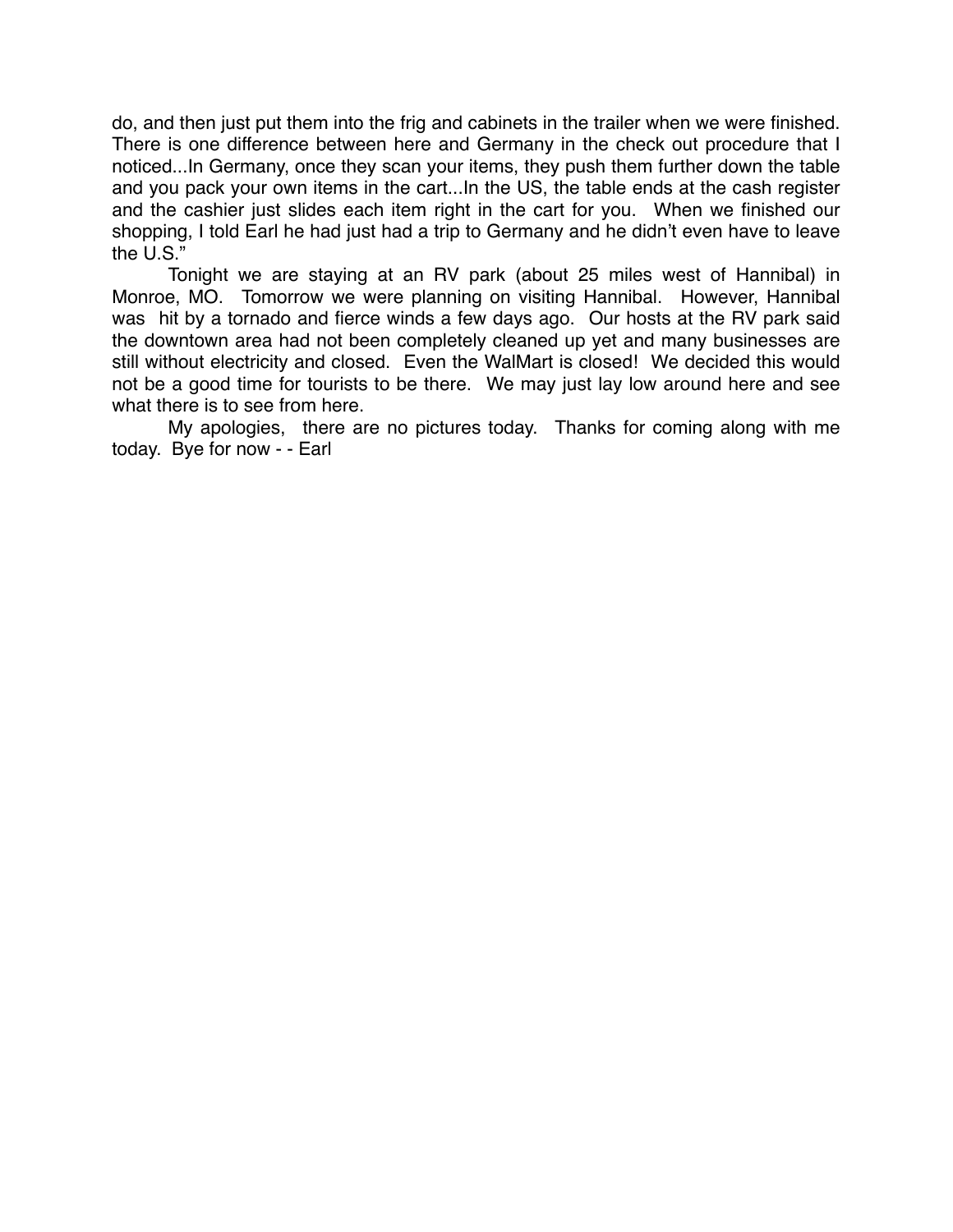do, and then just put them into the frig and cabinets in the trailer when we were finished. There is one difference between here and Germany in the check out procedure that I noticed...In Germany, once they scan your items, they push them further down the table and you pack your own items in the cart...In the US, the table ends at the cash register and the cashier just slides each item right in the cart for you. When we finished our shopping, I told Earl he had just had a trip to Germany and he didn't even have to leave the U.S."

Tonight we are staying at an RV park (about 25 miles west of Hannibal) in Monroe, MO. Tomorrow we were planning on visiting Hannibal. However, Hannibal was hit by a tornado and fierce winds a few days ago. Our hosts at the RV park said the downtown area had not been completely cleaned up yet and many businesses are still without electricity and closed. Even the WalMart is closed! We decided this would not be a good time for tourists to be there. We may just lay low around here and see what there is to see from here.

My apologies, there are no pictures today. Thanks for coming along with me today. Bye for now - - Earl